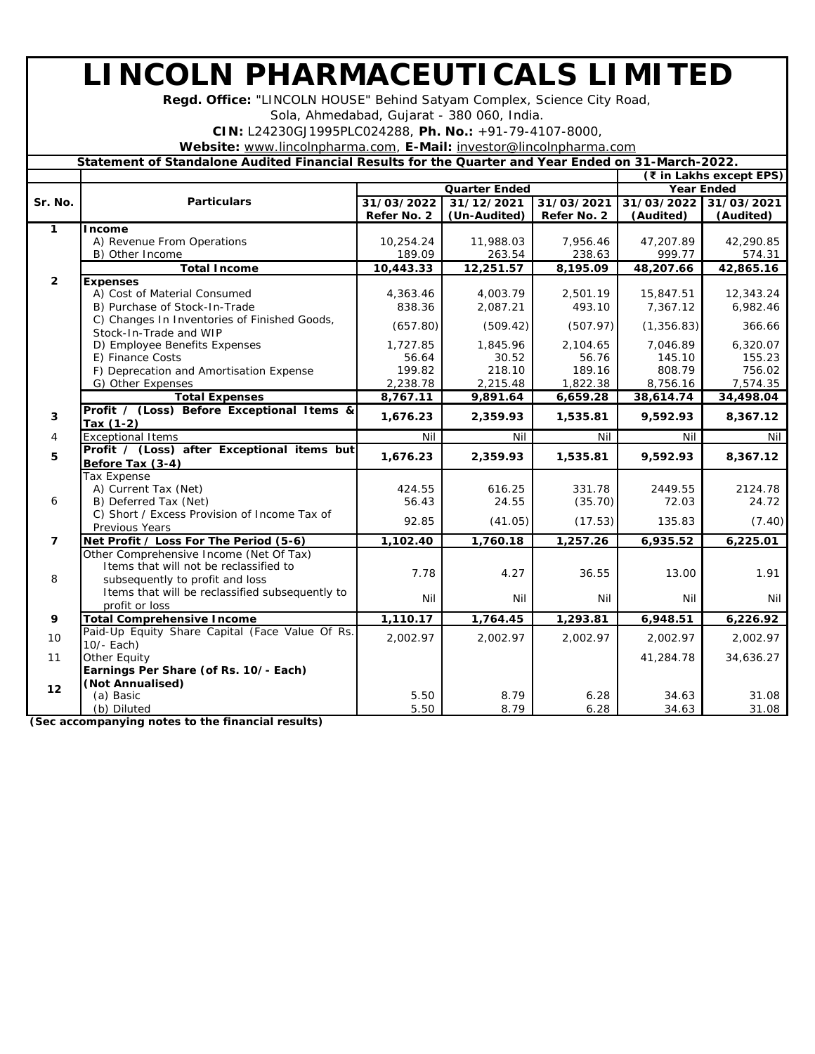# LINCOLN PHARMACEUTICALS LIMITED

**Regd. Office:** "LINCOLN HOUSE" Behind Satyam Complex, Science City Road, Sola, Ahmedabad, Gujarat - 380 060, India.

**CIN:** L24230GJ1995PLC024288, **Ph. No.:** +91-79-4107-8000,

**Website:** www.lincolnpharma.com, **E-Mail:** investor@lincolnpharma.com

**Statement of Standalone Audited Financial Results for the Quarter and Year Ended on 31-March-2022.**

**(₹ in Lakhs except EPS)**

| Sr. No. | Particulars | Quarter Ended | | | Year Ended | |
|---|---|---|---|---|---|---|
| | | 31/03/2022 Refer No. 2 | 31/12/2021 (Un-Audited) | 31/03/2021 Refer No. 2 | 31/03/2022 (Audited) | 31/03/2021 (Audited) |
| **1** | **Income** | | | | | |
| | A) Revenue From Operations | 10,254.24 | 11,988.03 | 7,956.46 | 47,207.89 | 42,290.85 |
| | B) Other Income | 189.09 | 263.54 | 238.63 | 999.77 | 574.31 |
| | **Total Income** | **10,443.33** | **12,251.57** | **8,195.09** | **48,207.66** | **42,865.16** |
| **2** | **Expenses** | | | | | |
| | A) Cost of Material Consumed | 4,363.46 | 4,003.79 | 2,501.19 | 15,847.51 | 12,343.24 |
| | B) Purchase of Stock-In-Trade | 838.36 | 2,087.21 | 493.10 | 7,367.12 | 6,982.46 |
| | C) Changes In Inventories of Finished Goods, Stock-In-Trade and WIP | (657.80) | (509.42) | (507.97) | (1,356.83) | 366.66 |
| | D) Employee Benefits Expenses | 1,727.85 | 1,845.96 | 2,104.65 | 7,046.89 | 6,320.07 |
| | E) Finance Costs | 56.64 | 30.52 | 56.76 | 145.10 | 155.23 |
| | F) Deprecation and Amortisation Expense | 199.82 | 218.10 | 189.16 | 808.79 | 756.02 |
| | G) Other Expenses | 2,238.78 | 2,215.48 | 1,822.38 | 8,756.16 | 7,574.35 |
| | **Total Expenses** | **8,767.11** | **9,891.64** | **6,659.28** | **38,614.74** | **34,498.04** |
| **3** | **Profit / (Loss) Before Exceptional Items & Tax (1-2)** | **1,676.23** | **2,359.93** | **1,535.81** | **9,592.93** | **8,367.12** |
| 4 | Exceptional Items | Nil | Nil | Nil | Nil | Nil |
| **5** | **Profit / (Loss) after Exceptional items but Before Tax (3-4)** | **1,676.23** | **2,359.93** | **1,535.81** | **9,592.93** | **8,367.12** |
| 6 | Tax Expense | | | | | |
| | A) Current Tax (Net) | 424.55 | 616.25 | 331.78 | 2449.55 | 2124.78 |
| | B) Deferred Tax (Net) | 56.43 | 24.55 | (35.70) | 72.03 | 24.72 |
| | C) Short / Excess Provision of Income Tax of Previous Years | 92.85 | (41.05) | (17.53) | 135.83 | (7.40) |
| **7** | **Net Profit / Loss For The Period (5-6)** | **1,102.40** | **1,760.18** | **1,257.26** | **6,935.52** | **6,225.01** |
| 8 | Other Comprehensive Income (Net Of Tax) | | | | | |
| | Items that will not be reclassified to subsequently to profit and loss | 7.78 | 4.27 | 36.55 | 13.00 | 1.91 |
| | Items that will be reclassified subsequently to profit or loss | Nil | Nil | Nil | Nil | Nil |
| **9** | **Total Comprehensive Income** | **1,110.17** | **1,764.45** | **1,293.81** | **6,948.51** | **6,226.92** |
| 10 | Paid-Up Equity Share Capital (Face Value Of Rs. 10/- Each) | 2,002.97 | 2,002.97 | 2,002.97 | 2,002.97 | 2,002.97 |
| 11 | Other Equity | | | | 41,284.78 | 34,636.27 |
| **12** | **Earnings Per Share (of Rs. 10/- Each) (Not Annualised)** | | | | | |
| | (a) Basic | 5.50 | 8.79 | 6.28 | 34.63 | 31.08 |
| | (b) Diluted | 5.50 | 8.79 | 6.28 | 34.63 | 31.08 |

**(Sec accompanying notes to the financial results)**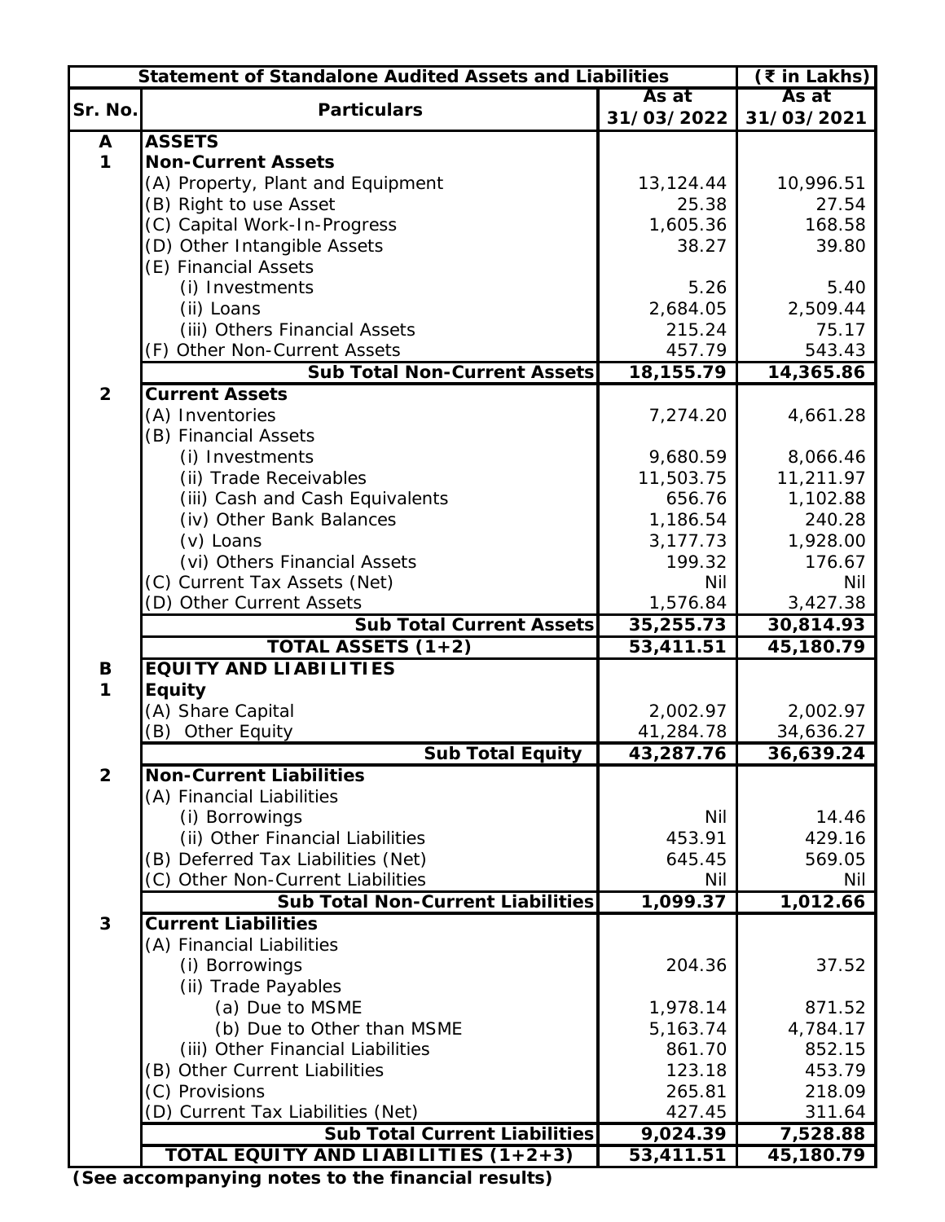| Statement of Standalone Audited Assets and Liabilities | | (₹ in Lakhs) | |
|---|---|---|---|
| Sr. No. | Particulars | As at 31/03/2022 | As at 31/03/2021 |
| **A** | **ASSETS** | | |
| **1** | **Non-Current Assets** | | |
| | (A) Property, Plant and Equipment | 13,124.44 | 10,996.51 |
| | (B) Right to use Asset | 25.38 | 27.54 |
| | (C) Capital Work-In-Progress | 1,605.36 | 168.58 |
| | (D) Other Intangible Assets | 38.27 | 39.80 |
| | (E) Financial Assets | | |
| | (i) Investments | 5.26 | 5.40 |
| | (ii) Loans | 2,684.05 | 2,509.44 |
| | (iii) Others Financial Assets | 215.24 | 75.17 |
| | (F) Other Non-Current Assets | 457.79 | 543.43 |
| | **Sub Total Non-Current Assets** | **18,155.79** | **14,365.86** |
| **2** | **Current Assets** | | |
| | (A) Inventories | 7,274.20 | 4,661.28 |
| | (B) Financial Assets | | |
| | (i) Investments | 9,680.59 | 8,066.46 |
| | (ii) Trade Receivables | 11,503.75 | 11,211.97 |
| | (iii) Cash and Cash Equivalents | 656.76 | 1,102.88 |
| | (iv) Other Bank Balances | 1,186.54 | 240.28 |
| | (v) Loans | 3,177.73 | 1,928.00 |
| | (vi) Others Financial Assets | 199.32 | 176.67 |
| | (C) Current Tax Assets (Net) | Nil | Nil |
| | (D) Other Current Assets | 1,576.84 | 3,427.38 |
| | **Sub Total Current Assets** | **35,255.73** | **30,814.93** |
| | **TOTAL ASSETS (1+2)** | **53,411.51** | **45,180.79** |
| **B** | **EQUITY AND LIABILITIES** | | |
| **1** | **Equity** | | |
| | (A) Share Capital | 2,002.97 | 2,002.97 |
| | (B) Other Equity | 41,284.78 | 34,636.27 |
| | **Sub Total Equity** | **43,287.76** | **36,639.24** |
| **2** | **Non-Current Liabilities** | | |
| | (A) Financial Liabilities | | |
| | (i) Borrowings | Nil | 14.46 |
| | (ii) Other Financial Liabilities | 453.91 | 429.16 |
| | (B) Deferred Tax Liabilities (Net) | 645.45 | 569.05 |
| | (C) Other Non-Current Liabilities | Nil | Nil |
| | **Sub Total Non-Current Liabilities** | **1,099.37** | **1,012.66** |
| **3** | **Current Liabilities** | | |
| | (A) Financial Liabilities | | |
| | (i) Borrowings | 204.36 | 37.52 |
| | (ii) Trade Payables | | |
| | (a) Due to MSME | 1,978.14 | 871.52 |
| | (b) Due to Other than MSME | 5,163.74 | 4,784.17 |
| | (iii) Other Financial Liabilities | 861.70 | 852.15 |
| | (B) Other Current Liabilities | 123.18 | 453.79 |
| | (C) Provisions | 265.81 | 218.09 |
| | (D) Current Tax Liabilities (Net) | 427.45 | 311.64 |
| | **Sub Total Current Liabilities** | **9,024.39** | **7,528.88** |
| | **TOTAL EQUITY AND LIABILITIES (1+2+3)** | **53,411.51** | **45,180.79** |

**(See accompanying notes to the financial results)**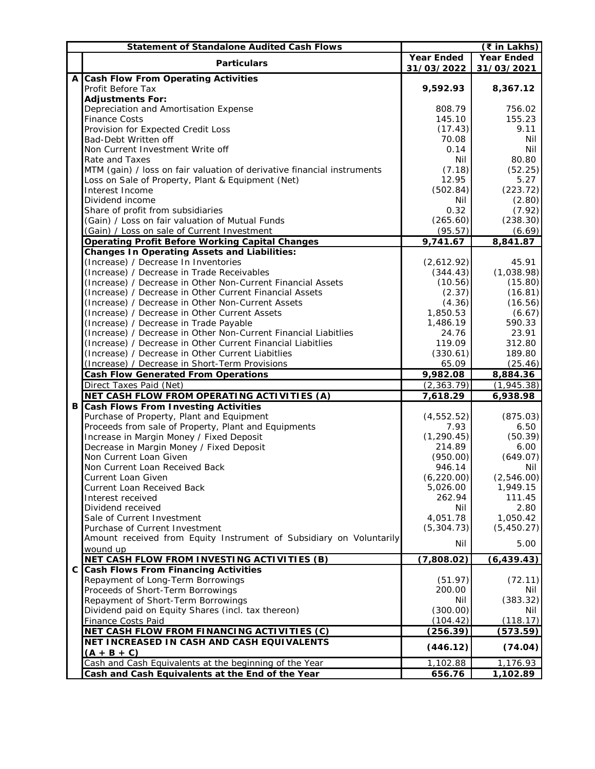| | Statement of Standalone Audited Cash Flows | | (₹ in Lakhs) |
|---|---|---|---|
| | **Particulars** | **Year Ended 31/03/2022** | **Year Ended 31/03/2021** |
| **A** | **Cash Flow From Operating Activities** | | |
| | Profit Before Tax | **9,592.93** | **8,367.12** |
| | **Adjustments For:** | | |
| | Depreciation and Amortisation Expense | 808.79 | 756.02 |
| | Finance Costs | 145.10 | 155.23 |
| | Provision for Expected Credit Loss | (17.43) | 9.11 |
| | Bad-Debt Written off | 70.08 | Nil |
| | Non Current Investment Write off | 0.14 | Nil |
| | Rate and Taxes | Nil | 80.80 |
| | MTM (gain) / loss on fair valuation of derivative financial instruments | (7.18) | (52.25) |
| | Loss on Sale of Property, Plant & Equipment (Net) | 12.95 | 5.27 |
| | Interest Income | (502.84) | (223.72) |
| | Dividend income | Nil | (2.80) |
| | Share of profit from subsidiaries | 0.32 | (7.92) |
| | (Gain) / Loss on fair valuation of Mutual Funds | (265.60) | (238.30) |
| | (Gain) / Loss on sale of Current Investment | (95.57) | (6.69) |
| | **Operating Profit Before Working Capital Changes** | **9,741.67** | **8,841.87** |
| | **Changes In Operating Assets and Liabilities:** | | |
| | (Increase) / Decrease In Inventories | (2,612.92) | 45.91 |
| | (Increase) / Decrease in Trade Receivables | (344.43) | (1,038.98) |
| | (Increase) / Decrease in Other Non-Current Financial Assets | (10.56) | (15.80) |
| | (Increase) / Decrease in Other Current Financial Assets | (2.37) | (16.81) |
| | (Increase) / Decrease in Other Non-Current Assets | (4.36) | (16.56) |
| | (Increase) / Decrease in Other Current Assets | 1,850.53 | (6.67) |
| | (Increase) / Decrease in Trade Payable | 1,486.19 | 590.33 |
| | (Increase) / Decrease in Other Non-Current Financial Liabitlies | 24.76 | 23.91 |
| | (Increase) / Decrease in Other Current Financial Liabitlies | 119.09 | 312.80 |
| | (Increase) / Decrease in Other Current Liabitlies | (330.61) | 189.80 |
| | (Increase) / Decrease in Short-Term Provisions | 65.09 | (25.46) |
| | **Cash Flow Generated From Operations** | **9,982.08** | **8,884.36** |
| | Direct Taxes Paid (Net) | (2,363.79) | (1,945.38) |
| | **NET CASH FLOW FROM OPERATING ACTIVITIES (A)** | **7,618.29** | **6,938.98** |
| **B** | **Cash Flows From Investing Activities** | | |
| | Purchase of Property, Plant and Equipment | (4,552.52) | (875.03) |
| | Proceeds from sale of Property, Plant and Equipments | 7.93 | 6.50 |
| | Increase in Margin Money / Fixed Deposit | (1,290.45) | (50.39) |
| | Decrease in Margin Money / Fixed Deposit | 214.89 | 6.00 |
| | Non Current Loan Given | (950.00) | (649.07) |
| | Non Current Loan Received Back | 946.14 | Nil |
| | Current Loan Given | (6,220.00) | (2,546.00) |
| | Current Loan Received Back | 5,026.00 | 1,949.15 |
| | Interest received | 262.94 | 111.45 |
| | Dividend received | Nil | 2.80 |
| | Sale of Current Investment | 4,051.78 | 1,050.42 |
| | Purchase of Current Investment | (5,304.73) | (5,450.27) |
| | Amount received from Equity Instrument of Subsidiary on Voluntarily wound up | Nil | 5.00 |
| | **NET CASH FLOW FROM INVESTING ACTIVITIES (B)** | **(7,808.02)** | **(6,439.43)** |
| **C** | **Cash Flows From Financing Activities** | | |
| | Repayment of Long-Term Borrowings | (51.97) | (72.11) |
| | Proceeds of Short-Term Borrowings | 200.00 | Nil |
| | Repayment of Short-Term Borrowings | Nil | (383.32) |
| | Dividend paid on Equity Shares (incl. tax thereon) | (300.00) | Nil |
| | Finance Costs Paid | (104.42) | (118.17) |
| | **NET CASH FLOW FROM FINANCING ACTIVITIES (C)** | **(256.39)** | **(573.59)** |
| | **NET INCREASED IN CASH AND CASH EQUIVALENTS (A + B + C)** | **(446.12)** | **(74.04)** |
| | Cash and Cash Equivalents at the beginning of the Year | 1,102.88 | 1,176.93 |
| | **Cash and Cash Equivalents at the End of the Year** | **656.76** | **1,102.89** |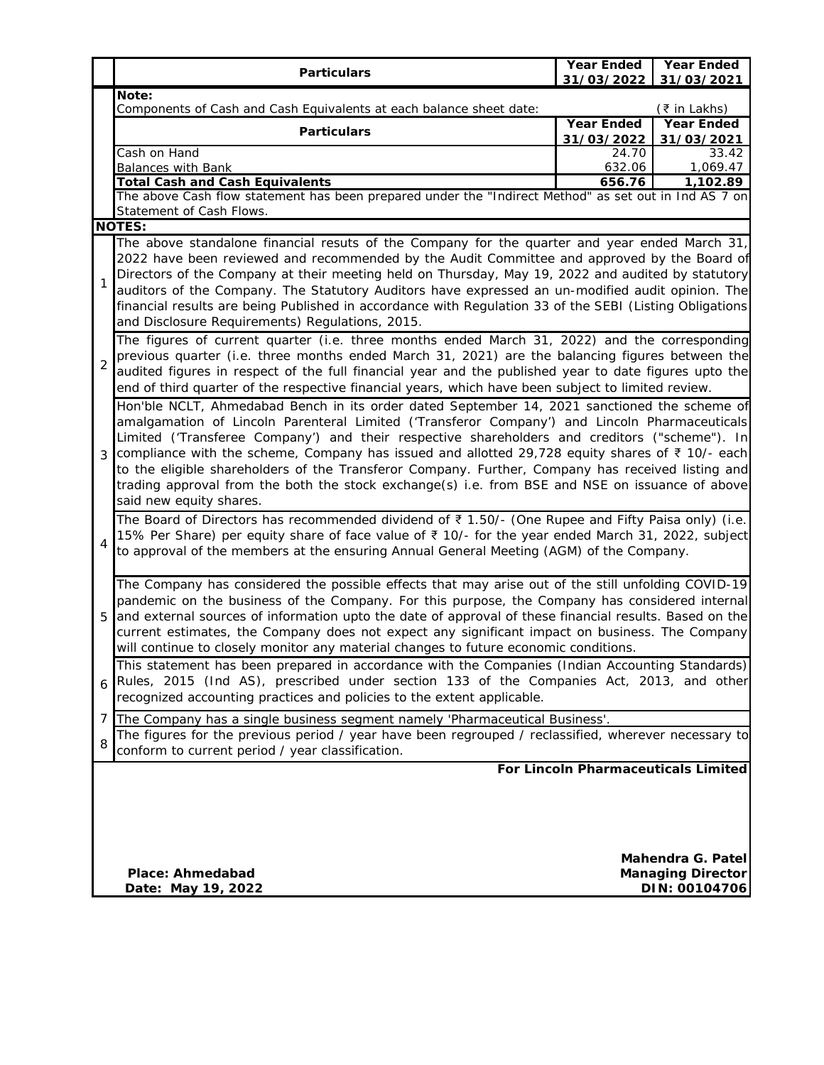| Particulars | Year Ended 31/03/2022 | Year Ended 31/03/2021 |
|---|---|---|

**Note:**

Components of Cash and Cash Equivalents at each balance sheet date: (₹ in Lakhs)

| Particulars | Year Ended 31/03/2022 | Year Ended 31/03/2021 |
|---|---|---|
| Cash on Hand | 24.70 | 33.42 |
| Balances with Bank | 632.06 | 1,069.47 |
| **Total Cash and Cash Equivalents** | **656.76** | **1,102.89** |

The above Cash flow statement has been prepared under the "Indirect Method" as set out in Ind AS 7 on Statement of Cash Flows.

**NOTES:**

1. The above standalone financial resuts of the Company for the quarter and year ended March 31, 2022 have been reviewed and recommended by the Audit Committee and approved by the Board of Directors of the Company at their meeting held on Thursday, May 19, 2022 and audited by statutory auditors of the Company. The Statutory Auditors have expressed an un-modified audit opinion. The financial results are being Published in accordance with Regulation 33 of the SEBI (Listing Obligations and Disclosure Requirements) Regulations, 2015.
2. The figures of current quarter (i.e. three months ended March 31, 2022) and the corresponding previous quarter (i.e. three months ended March 31, 2021) are the balancing figures between the audited figures in respect of the full financial year and the published year to date figures upto the end of third quarter of the respective financial years, which have been subject to limited review.
3. Hon'ble NCLT, Ahmedabad Bench in its order dated September 14, 2021 sanctioned the scheme of amalgamation of Lincoln Parenteral Limited ('Transferor Company') and Lincoln Pharmaceuticals Limited ('Transferee Company') and their respective shareholders and creditors ("scheme"). In compliance with the scheme, Company has issued and allotted 29,728 equity shares of ₹ 10/- each to the eligible shareholders of the Transferor Company. Further, Company has received listing and trading approval from the both the stock exchange(s) i.e. from BSE and NSE on issuance of above said new equity shares.
4. The Board of Directors has recommended dividend of ₹ 1.50/- (One Rupee and Fifty Paisa only) (i.e. 15% Per Share) per equity share of face value of ₹ 10/- for the year ended March 31, 2022, subject to approval of the members at the ensuring Annual General Meeting (AGM) of the Company.
5. The Company has considered the possible effects that may arise out of the still unfolding COVID-19 pandemic on the business of the Company. For this purpose, the Company has considered internal and external sources of information upto the date of approval of these financial results. Based on the current estimates, the Company does not expect any significant impact on business. The Company will continue to closely monitor any material changes to future economic conditions.
6. This statement has been prepared in accordance with the Companies (Indian Accounting Standards) Rules, 2015 (Ind AS), prescribed under section 133 of the Companies Act, 2013, and other recognized accounting practices and policies to the extent applicable.
7. The Company has a single business segment namely 'Pharmaceutical Business'.
8. The figures for the previous period / year have been regrouped / reclassified, wherever necessary to conform to current period / year classification.

**For Lincoln Pharmaceuticals Limited**

**Mahendra G. Patel**
**Managing Director**
**DIN: 00104706**

**Place: Ahmedabad**
**Date: May 19, 2022**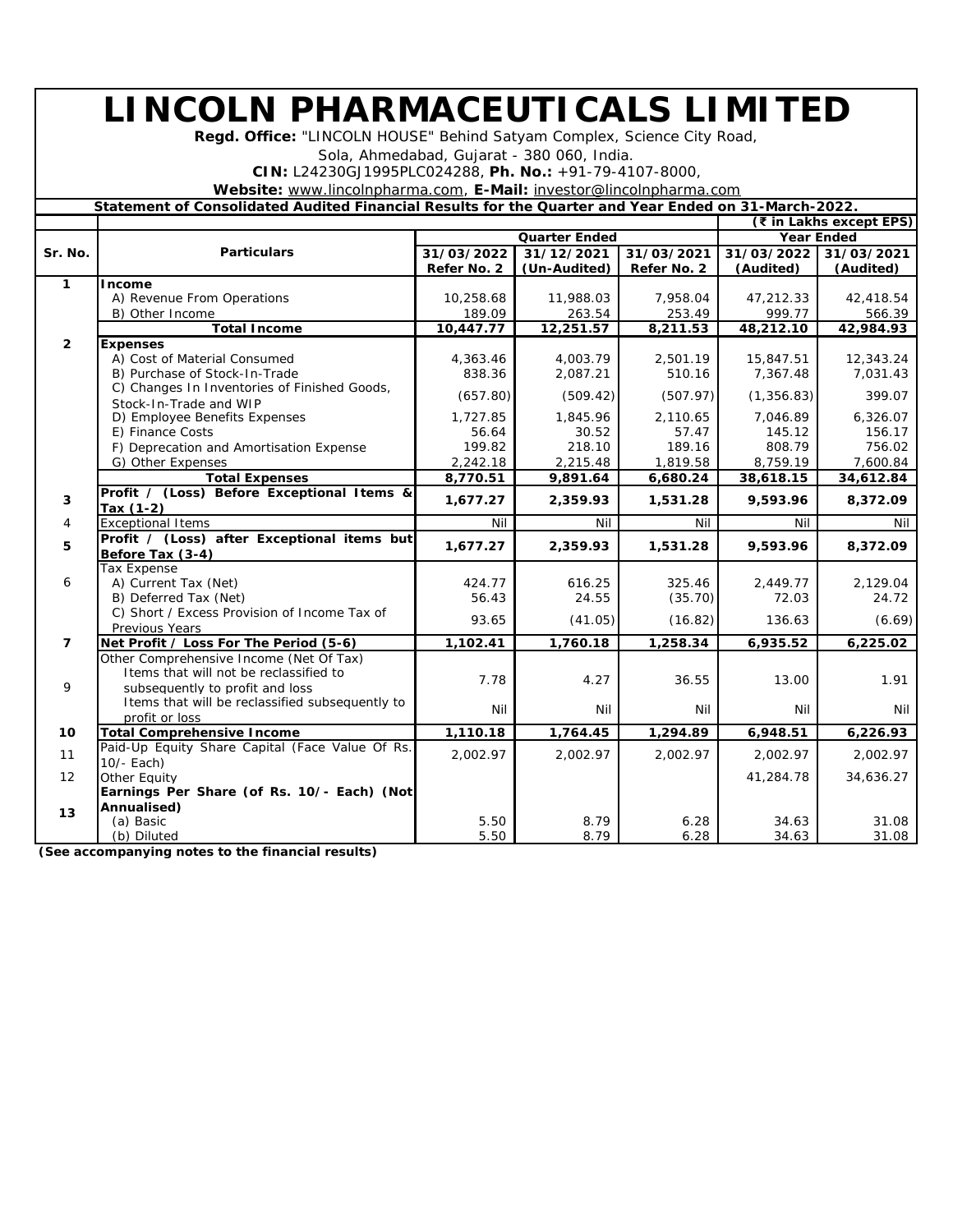# LINCOLN PHARMACEUTICALS LIMITED

**Regd. Office:** "LINCOLN HOUSE" Behind Satyam Complex, Science City Road,

Sola, Ahmedabad, Gujarat - 380 060, India.

**CIN:** L24230GJ1995PLC024288, **Ph. No.:** +91-79-4107-8000,

**Website:** www.lincolnpharma.com, **E-Mail:** investor@lincolnpharma.com

**Statement of Consolidated Audited Financial Results for the Quarter and Year Ended on 31-March-2022.**

(₹ in Lakhs except EPS)

| Sr. No. | Particulars | Quarter Ended | | | Year Ended | |
|---|---|---|---|---|---|---|
| | | 31/03/2022 Refer No. 2 | 31/12/2021 (Un-Audited) | 31/03/2021 Refer No. 2 | 31/03/2022 (Audited) | 31/03/2021 (Audited) |
| **1** | **Income** | | | | | |
| | A) Revenue From Operations | 10,258.68 | 11,988.03 | 7,958.04 | 47,212.33 | 42,418.54 |
| | B) Other Income | 189.09 | 263.54 | 253.49 | 999.77 | 566.39 |
| | **Total Income** | **10,447.77** | **12,251.57** | **8,211.53** | **48,212.10** | **42,984.93** |
| **2** | **Expenses** | | | | | |
| | A) Cost of Material Consumed | 4,363.46 | 4,003.79 | 2,501.19 | 15,847.51 | 12,343.24 |
| | B) Purchase of Stock-In-Trade | 838.36 | 2,087.21 | 510.16 | 7,367.48 | 7,031.43 |
| | C) Changes In Inventories of Finished Goods, Stock-In-Trade and WIP | (657.80) | (509.42) | (507.97) | (1,356.83) | 399.07 |
| | D) Employee Benefits Expenses | 1,727.85 | 1,845.96 | 2,110.65 | 7,046.89 | 6,326.07 |
| | E) Finance Costs | 56.64 | 30.52 | 57.47 | 145.12 | 156.17 |
| | F) Deprecation and Amortisation Expense | 199.82 | 218.10 | 189.16 | 808.79 | 756.02 |
| | G) Other Expenses | 2,242.18 | 2,215.48 | 1,819.58 | 8,759.19 | 7,600.84 |
| | **Total Expenses** | **8,770.51** | **9,891.64** | **6,680.24** | **38,618.15** | **34,612.84** |
| **3** | **Profit / (Loss) Before Exceptional Items & Tax (1-2)** | **1,677.27** | **2,359.93** | **1,531.28** | **9,593.96** | **8,372.09** |
| 4 | Exceptional Items | Nil | Nil | Nil | Nil | Nil |
| **5** | **Profit / (Loss) after Exceptional items but Before Tax (3-4)** | **1,677.27** | **2,359.93** | **1,531.28** | **9,593.96** | **8,372.09** |
| 6 | Tax Expense | | | | | |
| | A) Current Tax (Net) | 424.77 | 616.25 | 325.46 | 2,449.77 | 2,129.04 |
| | B) Deferred Tax (Net) | 56.43 | 24.55 | (35.70) | 72.03 | 24.72 |
| | C) Short / Excess Provision of Income Tax of Previous Years | 93.65 | (41.05) | (16.82) | 136.63 | (6.69) |
| **7** | **Net Profit / Loss For The Period (5-6)** | **1,102.41** | **1,760.18** | **1,258.34** | **6,935.52** | **6,225.02** |
| 9 | Other Comprehensive Income (Net Of Tax) | | | | | |
| | Items that will not be reclassified to subsequently to profit and loss | 7.78 | 4.27 | 36.55 | 13.00 | 1.91 |
| | Items that will be reclassified subsequently to profit or loss | Nil | Nil | Nil | Nil | Nil |
| **10** | **Total Comprehensive Income** | **1,110.18** | **1,764.45** | **1,294.89** | **6,948.51** | **6,226.93** |
| 11 | Paid-Up Equity Share Capital (Face Value Of Rs. 10/- Each) | 2,002.97 | 2,002.97 | 2,002.97 | 2,002.97 | 2,002.97 |
| 12 | Other Equity | | | | 41,284.78 | 34,636.27 |
| **13** | **Earnings Per Share (of Rs. 10/- Each) (Not Annualised)** | | | | | |
| | (a) Basic | 5.50 | 8.79 | 6.28 | 34.63 | 31.08 |
| | (b) Diluted | 5.50 | 8.79 | 6.28 | 34.63 | 31.08 |

**(See accompanying notes to the financial results)**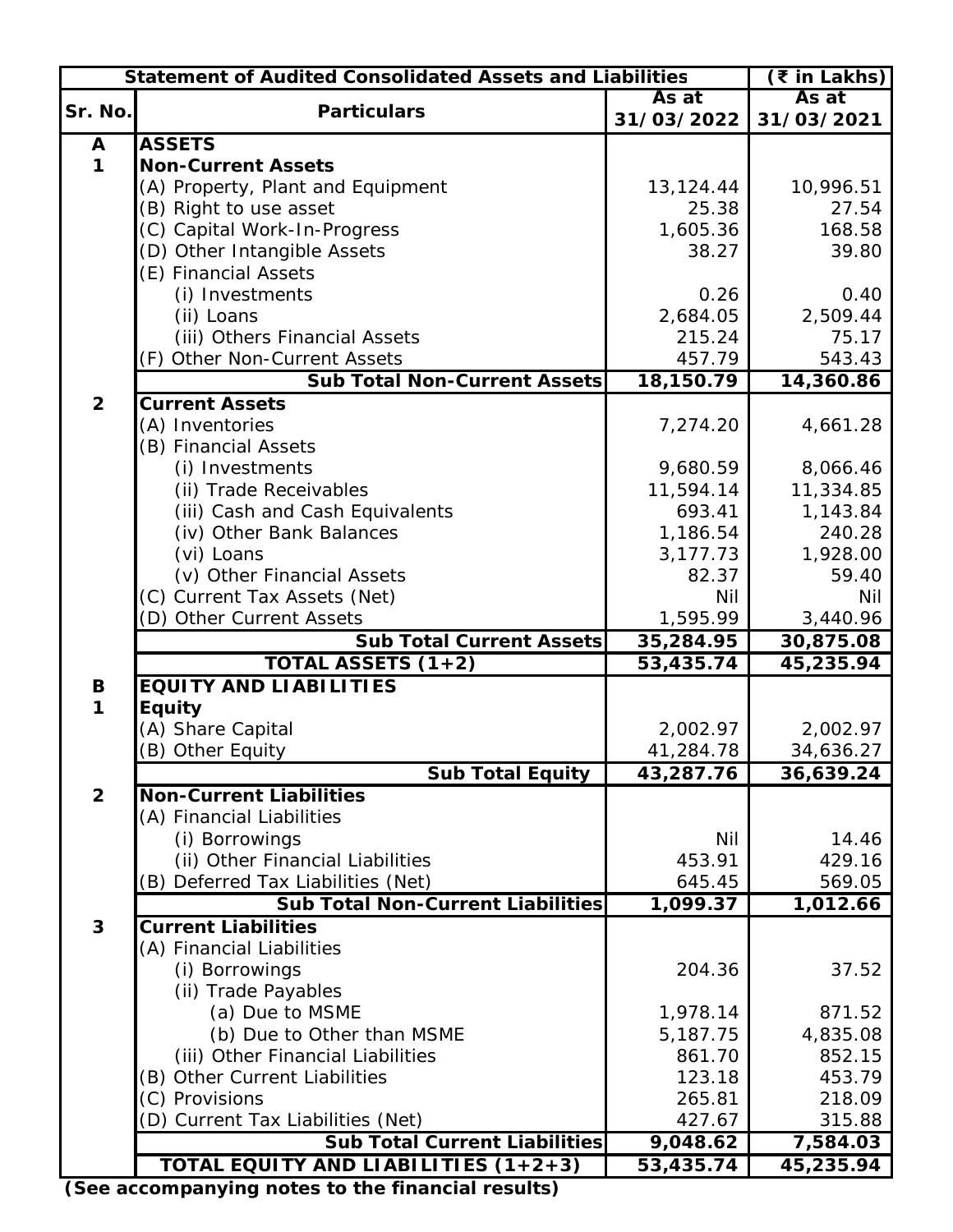| Statement of Audited Consolidated Assets and Liabilities | | | (₹ in Lakhs) |
|---|---|---|---|
| **Sr. No.** | **Particulars** | **As at 31/03/2022** | **As at 31/03/2021** |
| **A** | **ASSETS** | | |
| **1** | **Non-Current Assets** | | |
| | (A) Property, Plant and Equipment | 13,124.44 | 10,996.51 |
| | (B) Right to use asset | 25.38 | 27.54 |
| | (C) Capital Work-In-Progress | 1,605.36 | 168.58 |
| | (D) Other Intangible Assets | 38.27 | 39.80 |
| | (E) Financial Assets | | |
| | (i) Investments | 0.26 | 0.40 |
| | (ii) Loans | 2,684.05 | 2,509.44 |
| | (iii) Others Financial Assets | 215.24 | 75.17 |
| | (F) Other Non-Current Assets | 457.79 | 543.43 |
| | **Sub Total Non-Current Assets** | **18,150.79** | **14,360.86** |
| **2** | **Current Assets** | | |
| | (A) Inventories | 7,274.20 | 4,661.28 |
| | (B) Financial Assets | | |
| | (i) Investments | 9,680.59 | 8,066.46 |
| | (ii) Trade Receivables | 11,594.14 | 11,334.85 |
| | (iii) Cash and Cash Equivalents | 693.41 | 1,143.84 |
| | (iv) Other Bank Balances | 1,186.54 | 240.28 |
| | (vi) Loans | 3,177.73 | 1,928.00 |
| | (v) Other Financial Assets | 82.37 | 59.40 |
| | (C) Current Tax Assets (Net) | Nil | Nil |
| | (D) Other Current Assets | 1,595.99 | 3,440.96 |
| | **Sub Total Current Assets** | **35,284.95** | **30,875.08** |
| | **TOTAL ASSETS (1+2)** | **53,435.74** | **45,235.94** |
| **B** | **EQUITY AND LIABILITIES** | | |
| **1** | **Equity** | | |
| | (A) Share Capital | 2,002.97 | 2,002.97 |
| | (B) Other Equity | 41,284.78 | 34,636.27 |
| | **Sub Total Equity** | **43,287.76** | **36,639.24** |
| **2** | **Non-Current Liabilities** | | |
| | (A) Financial Liabilities | | |
| | (i) Borrowings | Nil | 14.46 |
| | (ii) Other Financial Liabilities | 453.91 | 429.16 |
| | (B) Deferred Tax Liabilities (Net) | 645.45 | 569.05 |
| | **Sub Total Non-Current Liabilities** | **1,099.37** | **1,012.66** |
| **3** | **Current Liabilities** | | |
| | (A) Financial Liabilities | | |
| | (i) Borrowings | 204.36 | 37.52 |
| | (ii) Trade Payables | | |
| | (a) Due to MSME | 1,978.14 | 871.52 |
| | (b) Due to Other than MSME | 5,187.75 | 4,835.08 |
| | (iii) Other Financial Liabilities | 861.70 | 852.15 |
| | (B) Other Current Liabilities | 123.18 | 453.79 |
| | (C) Provisions | 265.81 | 218.09 |
| | (D) Current Tax Liabilities (Net) | 427.67 | 315.88 |
| | **Sub Total Current Liabilities** | **9,048.62** | **7,584.03** |
| | **TOTAL EQUITY AND LIABILITIES (1+2+3)** | **53,435.74** | **45,235.94** |

**(See accompanying notes to the financial results)**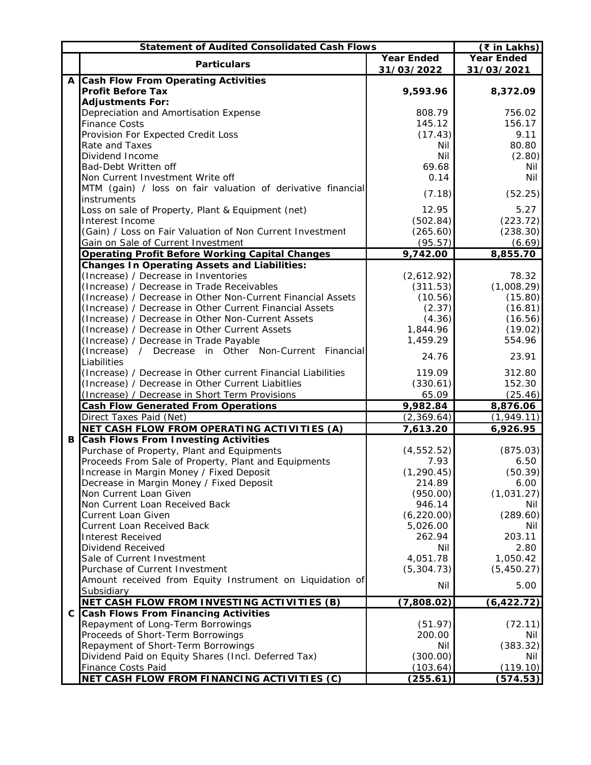| | Statement of Audited Consolidated Cash Flows | | (₹ in Lakhs) |
|---|---|---|---|
| | **Particulars** | **Year Ended 31/03/2022** | **Year Ended 31/03/2021** |
| **A** | **Cash Flow From Operating Activities** | | |
| | **Profit Before Tax** | **9,593.96** | **8,372.09** |
| | **Adjustments For:** | | |
| | Depreciation and Amortisation Expense | 808.79 | 756.02 |
| | Finance Costs | 145.12 | 156.17 |
| | Provision For Expected Credit Loss | (17.43) | 9.11 |
| | Rate and Taxes | Nil | 80.80 |
| | Dividend Income | Nil | (2.80) |
| | Bad-Debt Written off | 69.68 | Nil |
| | Non Current Investment Write off | 0.14 | Nil |
| | MTM (gain) / loss on fair valuation of derivative financial instruments | (7.18) | (52.25) |
| | Loss on sale of Property, Plant & Equipment (net) | 12.95 | 5.27 |
| | Interest Income | (502.84) | (223.72) |
| | (Gain) / Loss on Fair Valuation of Non Current Investment | (265.60) | (238.30) |
| | Gain on Sale of Current Investment | (95.57) | (6.69) |
| | **Operating Profit Before Working Capital Changes** | **9,742.00** | **8,855.70** |
| | **Changes In Operating Assets and Liabilities:** | | |
| | (Increase) / Decrease in Inventories | (2,612.92) | 78.32 |
| | (Increase) / Decrease in Trade Receivables | (311.53) | (1,008.29) |
| | (Increase) / Decrease in Other Non-Current Financial Assets | (10.56) | (15.80) |
| | (Increase) / Decrease in Other Current Financial Assets | (2.37) | (16.81) |
| | (Increase) / Decrease in Other Non-Current Assets | (4.36) | (16.56) |
| | (Increase) / Decrease in Other Current Assets | 1,844.96 | (19.02) |
| | (Increase) / Decrease in Trade Payable | 1,459.29 | 554.96 |
| | (Increase) / Decrease in Other Non-Current Financial Liabilities | 24.76 | 23.91 |
| | (Increase) / Decrease in Other current Financial Liabilities | 119.09 | 312.80 |
| | (Increase) / Decrease in Other Current Liabitlies | (330.61) | 152.30 |
| | (Increase) / Decrease in Short Term Provisions | 65.09 | (25.46) |
| | **Cash Flow Generated From Operations** | **9,982.84** | **8,876.06** |
| | Direct Taxes Paid (Net) | (2,369.64) | (1,949.11) |
| | **NET CASH FLOW FROM OPERATING ACTIVITIES (A)** | **7,613.20** | **6,926.95** |
| **B** | **Cash Flows From Investing Activities** | | |
| | Purchase of Property, Plant and Equipments | (4,552.52) | (875.03) |
| | Proceeds From Sale of Property, Plant and Equipments | 7.93 | 6.50 |
| | Increase in Margin Money / Fixed Deposit | (1,290.45) | (50.39) |
| | Decrease in Margin Money / Fixed Deposit | 214.89 | 6.00 |
| | Non Current Loan Given | (950.00) | (1,031.27) |
| | Non Current Loan Received Back | 946.14 | Nil |
| | Current Loan Given | (6,220.00) | (289.60) |
| | Current Loan Received Back | 5,026.00 | Nil |
| | Interest Received | 262.94 | 203.11 |
| | Dividend Received | Nil | 2.80 |
| | Sale of Current Investment | 4,051.78 | 1,050.42 |
| | Purchase of Current Investment | (5,304.73) | (5,450.27) |
| | Amount received from Equity Instrument on Liquidation of Subsidiary | Nil | 5.00 |
| | **NET CASH FLOW FROM INVESTING ACTIVITIES (B)** | **(7,808.02)** | **(6,422.72)** |
| **C** | **Cash Flows From Financing Activities** | | |
| | Repayment of Long-Term Borrowings | (51.97) | (72.11) |
| | Proceeds of Short-Term Borrowings | 200.00 | Nil |
| | Repayment of Short-Term Borrowings | Nil | (383.32) |
| | Dividend Paid on Equity Shares (Incl. Deferred Tax) | (300.00) | Nil |
| | Finance Costs Paid | (103.64) | (119.10) |
| | **NET CASH FLOW FROM FINANCING ACTIVITIES (C)** | **(255.61)** | **(574.53)** |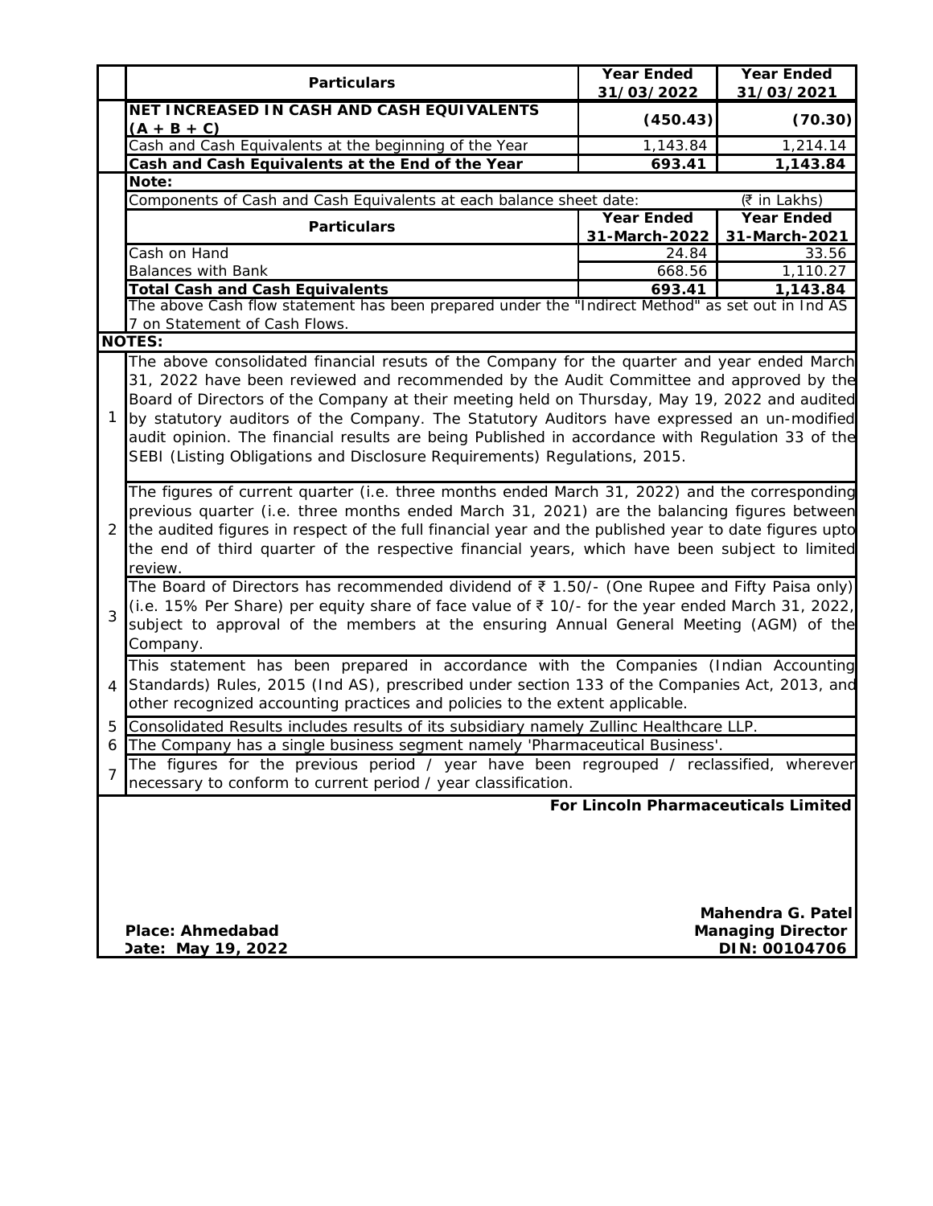| | Particulars | Year Ended 31/03/2022 | Year Ended 31/03/2021 |
|---|---|---|---|
| | **NET INCREASED IN CASH AND CASH EQUIVALENTS (A + B + C)** | **(450.43)** | **(70.30)** |
| | Cash and Cash Equivalents at the beginning of the Year | 1,143.84 | 1,214.14 |
| | **Cash and Cash Equivalents at the End of the Year** | **693.41** | **1,143.84** |

**Note:**

Components of Cash and Cash Equivalents at each balance sheet date: (₹ in Lakhs)

| Particulars | Year Ended 31-March-2022 | Year Ended 31-March-2021 |
|---|---|---|
| Cash on Hand | 24.84 | 33.56 |
| Balances with Bank | 668.56 | 1,110.27 |
| **Total Cash and Cash Equivalents** | **693.41** | **1,143.84** |

The above Cash flow statement has been prepared under the "Indirect Method" as set out in Ind AS 7 on Statement of Cash Flows.

**NOTES:**

1. The above consolidated financial resuts of the Company for the quarter and year ended March 31, 2022 have been reviewed and recommended by the Audit Committee and approved by the Board of Directors of the Company at their meeting held on Thursday, May 19, 2022 and audited by statutory auditors of the Company. The Statutory Auditors have expressed an un-modified audit opinion. The financial results are being Published in accordance with Regulation 33 of the SEBI (Listing Obligations and Disclosure Requirements) Regulations, 2015.
2. The figures of current quarter (i.e. three months ended March 31, 2022) and the corresponding previous quarter (i.e. three months ended March 31, 2021) are the balancing figures between the audited figures in respect of the full financial year and the published year to date figures upto the end of third quarter of the respective financial years, which have been subject to limited review.
3. The Board of Directors has recommended dividend of ₹ 1.50/- (One Rupee and Fifty Paisa only) (i.e. 15% Per Share) per equity share of face value of ₹ 10/- for the year ended March 31, 2022, subject to approval of the members at the ensuring Annual General Meeting (AGM) of the Company.
4. This statement has been prepared in accordance with the Companies (Indian Accounting Standards) Rules, 2015 (Ind AS), prescribed under section 133 of the Companies Act, 2013, and other recognized accounting practices and policies to the extent applicable.
5. Consolidated Results includes results of its subsidiary namely Zullinc Healthcare LLP.
6. The Company has a single business segment namely 'Pharmaceutical Business'.
7. The figures for the previous period / year have been regrouped / reclassified, wherever necessary to conform to current period / year classification.

**For Lincoln Pharmaceuticals Limited**

**Mahendra G. Patel**
**Managing Director**
**DIN: 00104706**

**Place: Ahmedabad**
**Date: May 19, 2022**